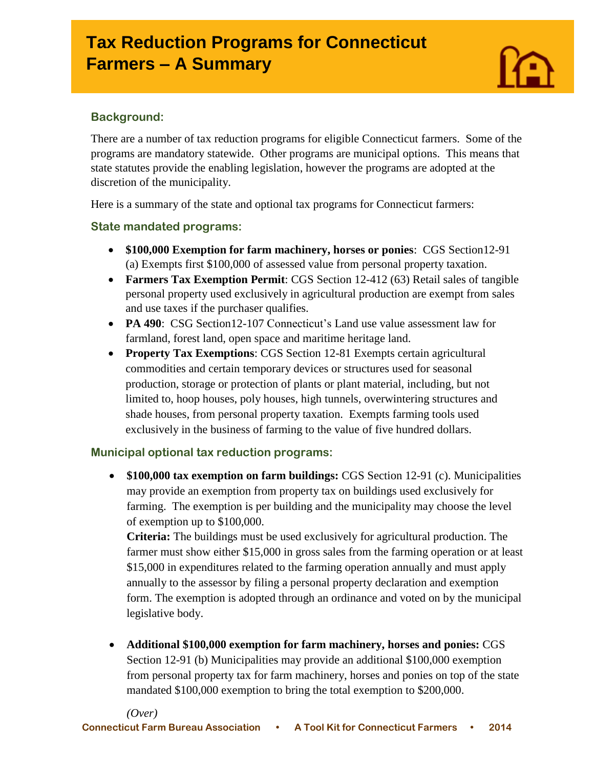# Tax Reduction Programs for Connecticut Farmers – A Summary

## Background:

There are a number of tax reduction programs for eligible Connecticut farmers. Some of the programs are mandatory statewide. Other programs are municipal options. This means that state statutes provide the enabling legislation, however the programs are adopted at the discretion of the municipality.

Here is a summary of the state and optional tax programs for Connecticut farmers:

## State mandated programs:

- **$100,000 Exemption for farm machinery, horses or ponies**: CGS Section12-91 (a) Exempts first $100,000 of assessed value from personal property taxation.
- **Farmers Tax Exemption Permit**: CGS Section 12-412 (63) Retail sales of tangible personal property used exclusively in agricultural production are exempt from sales and use taxes if the purchaser qualifies.
- **PA 490**: CSG Section12-107 Connecticut's Land use value assessment law for farmland, forest land, open space and maritime heritage land.
- **Property Tax Exemptions**: CGS Section 12-81 Exempts certain agricultural commodities and certain temporary devices or structures used for seasonal production, storage or protection of plants or plant material, including, but not limited to, hoop houses, poly houses, high tunnels, overwintering structures and shade houses, from personal property taxation. Exempts farming tools used exclusively in the business of farming to the value of five hundred dollars.

## Municipal optional tax reduction programs:

- **$100,000 tax exemption on farm buildings:** CGS Section 12-91 (c). Municipalities may provide an exemption from property tax on buildings used exclusively for farming. The exemption is per building and the municipality may choose the level of exemption up to $100,000.
  **Criteria:** The buildings must be used exclusively for agricultural production. The farmer must show either $15,000 in gross sales from the farming operation or at least $15,000 in expenditures related to the farming operation annually and must apply annually to the assessor by filing a personal property declaration and exemption form. The exemption is adopted through an ordinance and voted on by the municipal legislative body.

- **Additional $100,000 exemption for farm machinery, horses and ponies:** CGS Section 12-91 (b) Municipalities may provide an additional $100,000 exemption from personal property tax for farm machinery, horses and ponies on top of the state mandated $100,000 exemption to bring the total exemption to $200,000.

*(Over)*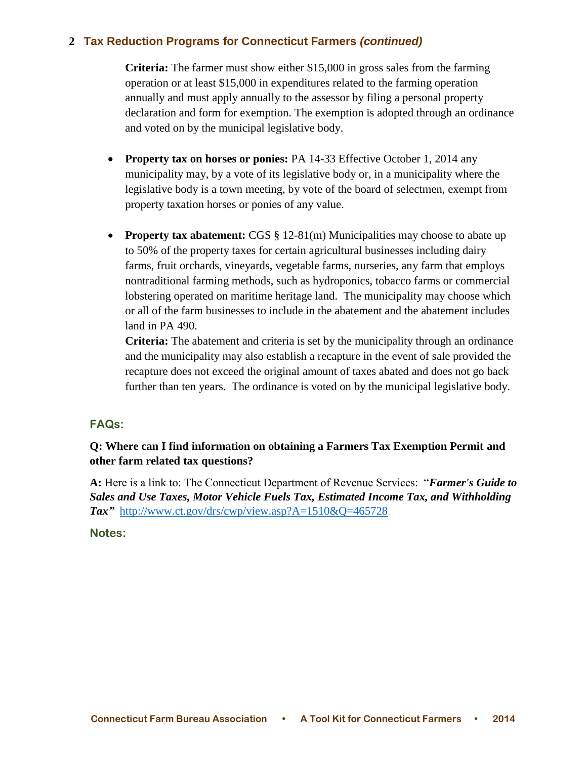**Criteria:** The farmer must show either $15,000 in gross sales from the farming operation or at least $15,000 in expenditures related to the farming operation annually and must apply annually to the assessor by filing a personal property declaration and form for exemption. The exemption is adopted through an ordinance and voted on by the municipal legislative body.

- **Property tax on horses or ponies:** PA 14-33 Effective October 1, 2014 any municipality may, by a vote of its legislative body or, in a municipality where the legislative body is a town meeting, by vote of the board of selectmen, exempt from property taxation horses or ponies of any value.

- **Property tax abatement:** CGS § 12-81(m) Municipalities may choose to abate up to 50% of the property taxes for certain agricultural businesses including dairy farms, fruit orchards, vineyards, vegetable farms, nurseries, any farm that employs nontraditional farming methods, such as hydroponics, tobacco farms or commercial lobstering operated on maritime heritage land. The municipality may choose which or all of the farm businesses to include in the abatement and the abatement includes land in PA 490.
  **Criteria:** The abatement and criteria is set by the municipality through an ordinance and the municipality may also establish a recapture in the event of sale provided the recapture does not exceed the original amount of taxes abated and does not go back further than ten years. The ordinance is voted on by the municipal legislative body.

## FAQs:

**Q: Where can I find information on obtaining a Farmers Tax Exemption Permit and other farm related tax questions?**

**A:** Here is a link to: The Connecticut Department of Revenue Services: "***Farmer's Guide to Sales and Use Taxes, Motor Vehicle Fuels Tax, Estimated Income Tax, and Withholding Tax***" http://www.ct.gov/drs/cwp/view.asp?A=1510&Q=465728

## Notes: